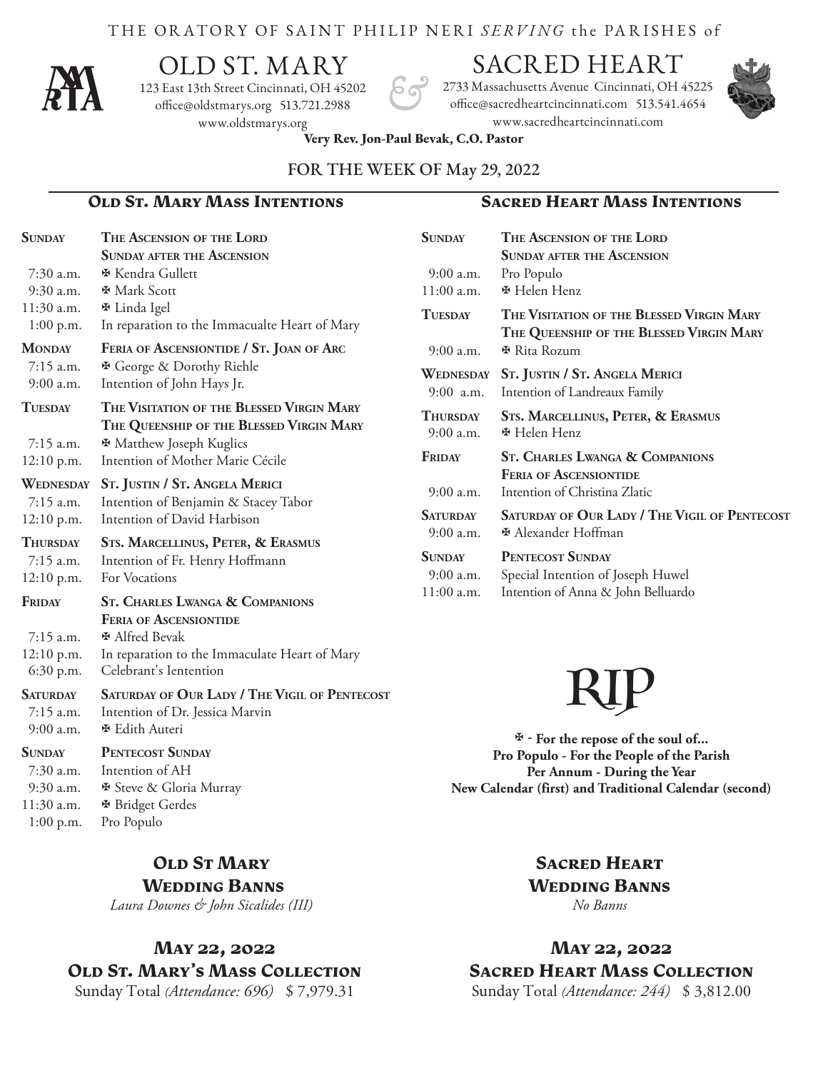THE ORATORY OF SAINT PHILIP NERI *SERVING* the PARISHES of

# OLD ST. MARY & SACRED HEART

**OLD ST. MARY**
123 East 13th Street Cincinnati, OH 45202
office@oldstmarys.org 513.721.2988
www.oldstmarys.org

**SACRED HEART**
2733 Massachusetts Avenue Cincinnati, OH 45225
office@sacredheartcincinnati.com 513.541.4654
www.sacredheartcincinnati.com

**Very Rev. Jon-Paul Bevak, C.O. Pastor**

FOR THE WEEK OF May 29, 2022

## Old St. Mary Mass Intentions

**Sunday** — **The Ascension of the Lord / Sunday after the Ascension**
- 7:30 a.m. ✠ Kendra Gullett
- 9:30 a.m. ✠ Mark Scott
- 11:30 a.m. ✠ Linda Igel
- 1:00 p.m. In reparation to the Immacualte Heart of Mary

**Monday** — **Feria of Ascensiontide / St. Joan of Arc**
- 7:15 a.m. ✠ George & Dorothy Riehle
- 9:00 a.m. Intention of John Hays Jr.

**Tuesday** — **The Visitation of the Blessed Virgin Mary / The Queenship of the Blessed Virgin Mary**
- 7:15 a.m. ✠ Matthew Joseph Kuglics
- 12:10 p.m. Intention of Mother Marie Cécile

**Wednesday** — **St. Justin / St. Angela Merici**
- 7:15 a.m. Intention of Benjamin & Stacey Tabor
- 12:10 p.m. Intention of David Harbison

**Thursday** — **Sts. Marcellinus, Peter, & Erasmus**
- 7:15 a.m. Intention of Fr. Henry Hoffmann
- 12:10 p.m. For Vocations

**Friday** — **St. Charles Lwanga & Companions / Feria of Ascensiontide**
- 7:15 a.m. ✠ Alfred Bevak
- 12:10 p.m. In reparation to the Immaculate Heart of Mary
- 6:30 p.m. Celebrant's Ientention

**Saturday** — **Saturday of Our Lady / The Vigil of Pentecost**
- 7:15 a.m. Intention of Dr. Jessica Marvin
- 9:00 a.m. ✠ Edith Auteri

**Sunday** — **Pentecost Sunday**
- 7:30 a.m. Intention of AH
- 9:30 a.m. ✠ Steve & Gloria Murray
- 11:30 a.m. ✠ Bridget Gerdes
- 1:00 p.m. Pro Populo

## Sacred Heart Mass Intentions

**Sunday** — **The Ascension of the Lord / Sunday after the Ascension**
- 9:00 a.m. Pro Populo
- 11:00 a.m. ✠ Helen Henz

**Tuesday** — **The Visitation of the Blessed Virgin Mary / The Queenship of the Blessed Virgin Mary**
- 9:00 a.m. ✠ Rita Rozum

**Wednesday** — **St. Justin / St. Angela Merici**
- 9:00 a.m. Intention of Landreaux Family

**Thursday** — **Sts. Marcellinus, Peter, & Erasmus**
- 9:00 a.m. ✠ Helen Henz

**Friday** — **St. Charles Lwanga & Companions / Feria of Ascensiontide**
- 9:00 a.m. Intention of Christina Zlatic

**Saturday** — **Saturday of Our Lady / The Vigil of Pentecost**
- 9:00 a.m. ✠ Alexander Hoffman

**Sunday** — **Pentecost Sunday**
- 9:00 a.m. Special Intention of Joseph Huwel
- 11:00 a.m. Intention of Anna & John Belluardo

# RIP

**✠ - For the repose of the soul of...**
**Pro Populo - For the People of the Parish**
**Per Annum - During the Year**
**New Calendar (first) and Traditional Calendar (second)**

## Old St Mary Wedding Banns

*Laura Downes & John Sicalides (III)*

## Sacred Heart Wedding Banns

*No Banns*

## May 22, 2022 Old St. Mary's Mass Collection

Sunday Total *(Attendance: 696)* $ 7,979.31

## May 22, 2022 Sacred Heart Mass Collection

Sunday Total *(Attendance: 244)* $ 3,812.00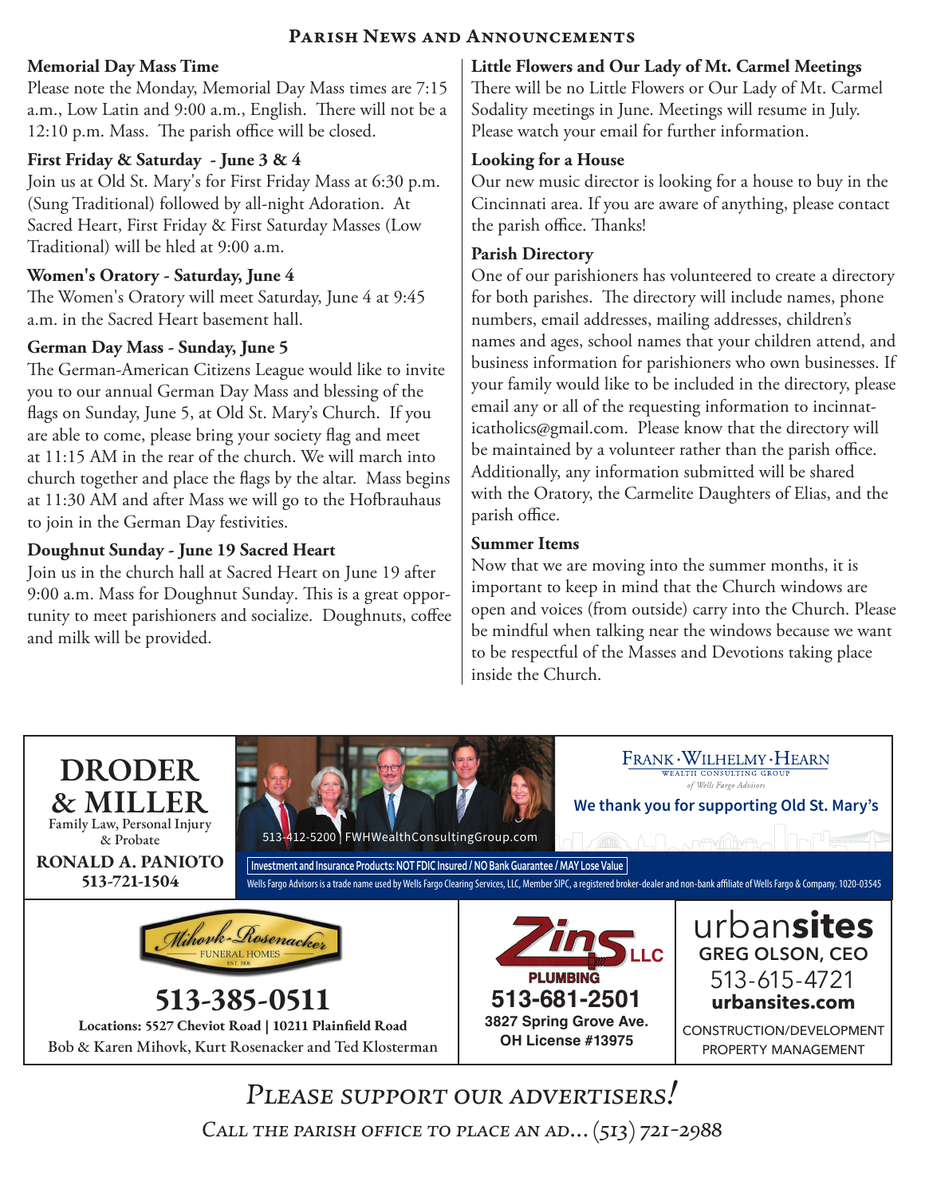## Parish News and Announcements

### Memorial Day Mass Time

Please note the Monday, Memorial Day Mass times are 7:15 a.m., Low Latin and 9:00 a.m., English. There will not be a 12:10 p.m. Mass. The parish office will be closed.

### First Friday & Saturday - June 3 & 4

Join us at Old St. Mary's for First Friday Mass at 6:30 p.m. (Sung Traditional) followed by all-night Adoration. At Sacred Heart, First Friday & First Saturday Masses (Low Traditional) will be hled at 9:00 a.m.

### Women's Oratory - Saturday, June 4

The Women's Oratory will meet Saturday, June 4 at 9:45 a.m. in the Sacred Heart basement hall.

### German Day Mass - Sunday, June 5

The German-American Citizens League would like to invite you to our annual German Day Mass and blessing of the flags on Sunday, June 5, at Old St. Mary's Church. If you are able to come, please bring your society flag and meet at 11:15 AM in the rear of the church. We will march into church together and place the flags by the altar. Mass begins at 11:30 AM and after Mass we will go to the Hofbrauhaus to join in the German Day festivities.

### Doughnut Sunday - June 19 Sacred Heart

Join us in the church hall at Sacred Heart on June 19 after 9:00 a.m. Mass for Doughnut Sunday. This is a great opportunity to meet parishioners and socialize. Doughnuts, coffee and milk will be provided.

### Little Flowers and Our Lady of Mt. Carmel Meetings

There will be no Little Flowers or Our Lady of Mt. Carmel Sodality meetings in June. Meetings will resume in July. Please watch your email for further information.

### Looking for a House

Our new music director is looking for a house to buy in the Cincinnati area. If you are aware of anything, please contact the parish office. Thanks!

### Parish Directory

One of our parishioners has volunteered to create a directory for both parishes. The directory will include names, phone numbers, email addresses, mailing addresses, children's names and ages, school names that your children attend, and business information for parishioners who own businesses. If your family would like to be included in the directory, please email any or all of the requesting information to incinnaticatholics@gmail.com. Please know that the directory will be maintained by a volunteer rather than the parish office. Additionally, any information submitted will be shared with the Oratory, the Carmelite Daughters of Elias, and the parish office.

### Summer Items

Now that we are moving into the summer months, it is important to keep in mind that the Church windows are open and voices (from outside) carry into the Church. Please be mindful when talking near the windows because we want to be respectful of the Masses and Devotions taking place inside the Church.

---

**DRODER & MILLER**
Family Law, Personal Injury & Probate
**RONALD A. PANIOTO**
**513-721-1504**

FRANK · WILHELMY · HEARN
WEALTH CONSULTING GROUP
of Wells Fargo Advisors
We thank you for supporting Old St. Mary's
513-412-5200 | FWHWealthConsultingGroup.com
Investment and Insurance Products: NOT FDIC Insured / NO Bank Guarantee / MAY Lose Value
Wells Fargo Advisors is a trade name used by Wells Fargo Clearing Services, LLC, Member SIPC, a registered broker-dealer and non-bank affiliate of Wells Fargo & Company. 1020-03545

Mihovk-Rosenacker FUNERAL HOMES EST. 1906
**513-385-0511**
**Locations: 5527 Cheviot Road | 10211 Plainfield Road**
Bob & Karen Mihovk, Kurt Rosenacker and Ted Klosterman

Zins LLC PLUMBING
**513-681-2501**
**3827 Spring Grove Ave.**
**OH License #13975**

urban**sites**
**GREG OLSON, CEO**
513-615-4721
**urbansites.com**
CONSTRUCTION/DEVELOPMENT
PROPERTY MANAGEMENT

*Please support our advertisers!*
*Call the parish office to place an ad... (513) 721-2988*